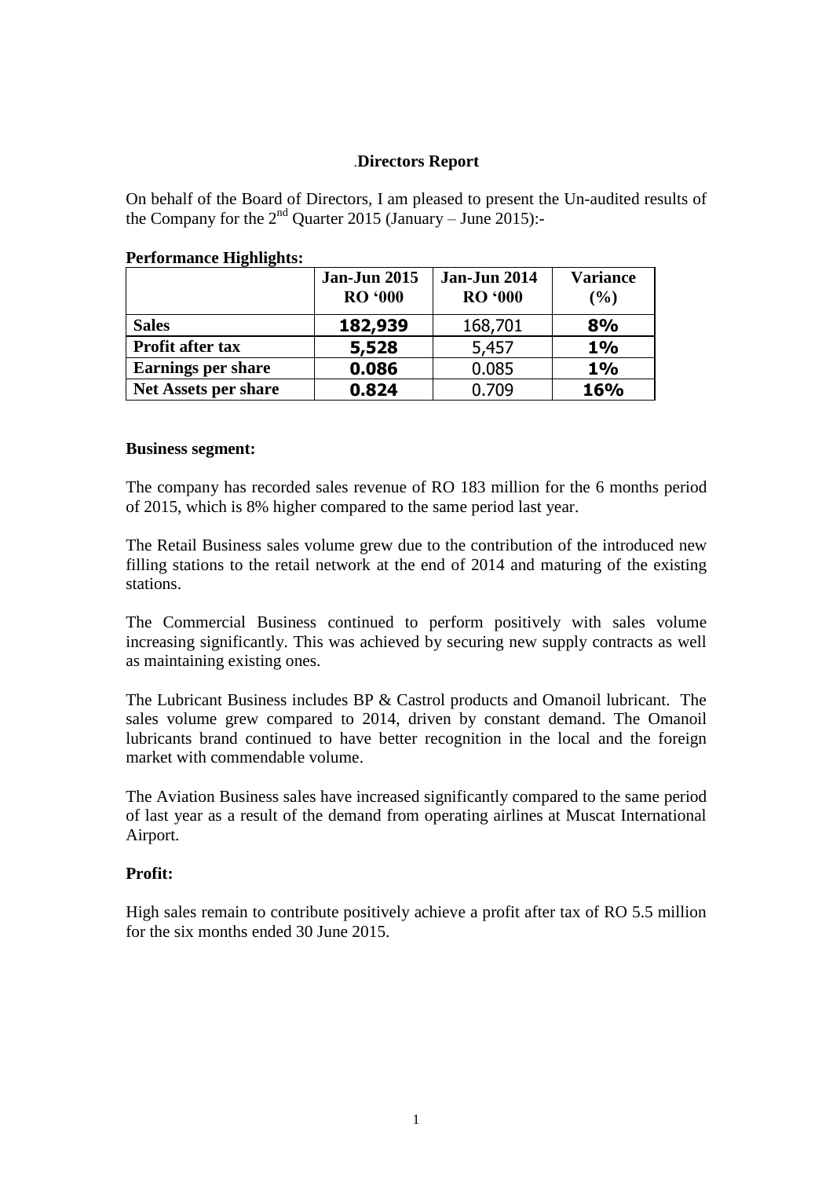# .Directors Report

On behalf of the Board of Directors, I am pleased to present the Un-audited results of the Company for the 2nd Quarter 2015 (January – June 2015):-

**Performance Highlights:**

| | **Jan-Jun 2015 RO '000** | **Jan-Jun 2014 RO '000** | **Variance (%)** |
|---|---|---|---|
| **Sales** | **182,939** | 168,701 | **8%** |
| **Profit after tax** | **5,528** | 5,457 | **1%** |
| **Earnings per share** | **0.086** | 0.085 | **1%** |
| **Net Assets per share** | **0.824** | 0.709 | **16%** |

**Business segment:**

The company has recorded sales revenue of RO 183 million for the 6 months period of 2015, which is 8% higher compared to the same period last year.

The Retail Business sales volume grew due to the contribution of the introduced new filling stations to the retail network at the end of 2014 and maturing of the existing stations.

The Commercial Business continued to perform positively with sales volume increasing significantly. This was achieved by securing new supply contracts as well as maintaining existing ones.

The Lubricant Business includes BP & Castrol products and Omanoil lubricant. The sales volume grew compared to 2014, driven by constant demand. The Omanoil lubricants brand continued to have better recognition in the local and the foreign market with commendable volume.

The Aviation Business sales have increased significantly compared to the same period of last year as a result of the demand from operating airlines at Muscat International Airport.

**Profit:**

High sales remain to contribute positively achieve a profit after tax of RO 5.5 million for the six months ended 30 June 2015.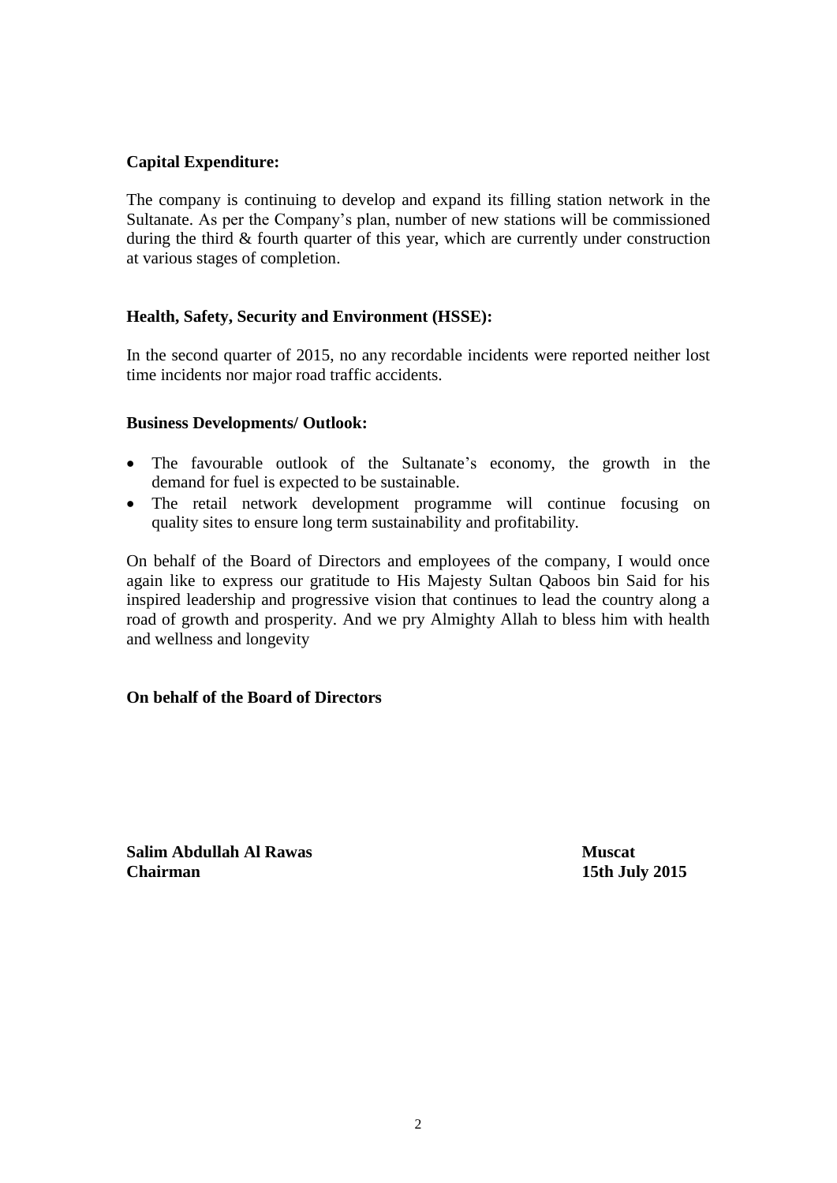**Capital Expenditure:**

The company is continuing to develop and expand its filling station network in the Sultanate. As per the Company's plan, number of new stations will be commissioned during the third & fourth quarter of this year, which are currently under construction at various stages of completion.

**Health, Safety, Security and Environment (HSSE):**

In the second quarter of 2015, no any recordable incidents were reported neither lost time incidents nor major road traffic accidents.

**Business Developments/ Outlook:**

- The favourable outlook of the Sultanate's economy, the growth in the demand for fuel is expected to be sustainable.
- The retail network development programme will continue focusing on quality sites to ensure long term sustainability and profitability.

On behalf of the Board of Directors and employees of the company, I would once again like to express our gratitude to His Majesty Sultan Qaboos bin Said for his inspired leadership and progressive vision that continues to lead the country along a road of growth and prosperity. And we pry Almighty Allah to bless him with health and wellness and longevity

**On behalf of the Board of Directors**

**Salim Abdullah Al Rawas**
**Chairman**

**Muscat**
**15th July 2015**